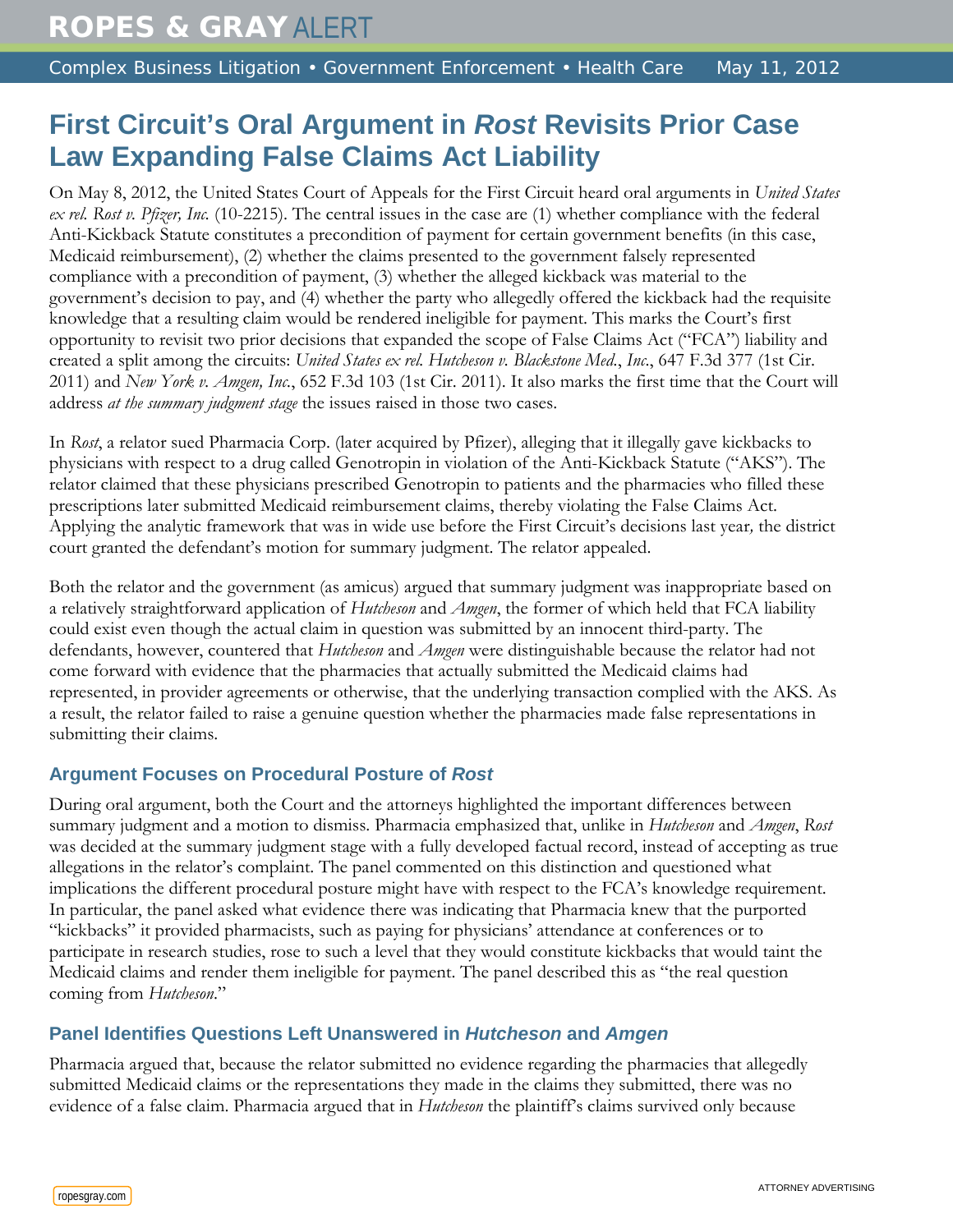ROPES & GRAY ALERT

Complex Business Litigation • Government Enforcement • Health Care May 11, 2012

# First Circuit's Oral Argument in *Rost* Revisits Prior Case Law Expanding False Claims Act Liability

On May 8, 2012, the United States Court of Appeals for the First Circuit heard oral arguments in *United States ex rel. Rost v. Pfizer, Inc.* (10-2215). The central issues in the case are (1) whether compliance with the federal Anti-Kickback Statute constitutes a precondition of payment for certain government benefits (in this case, Medicaid reimbursement), (2) whether the claims presented to the government falsely represented compliance with a precondition of payment, (3) whether the alleged kickback was material to the government's decision to pay, and (4) whether the party who allegedly offered the kickback had the requisite knowledge that a resulting claim would be rendered ineligible for payment. This marks the Court's first opportunity to revisit two prior decisions that expanded the scope of False Claims Act ("FCA") liability and created a split among the circuits: *United States ex rel. Hutcheson v. Blackstone Med., Inc.*, 647 F.3d 377 (1st Cir. 2011) and *New York v. Amgen, Inc.*, 652 F.3d 103 (1st Cir. 2011). It also marks the first time that the Court will address *at the summary judgment stage* the issues raised in those two cases.

In *Rost*, a relator sued Pharmacia Corp. (later acquired by Pfizer), alleging that it illegally gave kickbacks to physicians with respect to a drug called Genotropin in violation of the Anti-Kickback Statute ("AKS"). The relator claimed that these physicians prescribed Genotropin to patients and the pharmacies who filled these prescriptions later submitted Medicaid reimbursement claims, thereby violating the False Claims Act. Applying the analytic framework that was in wide use before the First Circuit's decisions last year, the district court granted the defendant's motion for summary judgment. The relator appealed.

Both the relator and the government (as amicus) argued that summary judgment was inappropriate based on a relatively straightforward application of *Hutcheson* and *Amgen*, the former of which held that FCA liability could exist even though the actual claim in question was submitted by an innocent third-party. The defendants, however, countered that *Hutcheson* and *Amgen* were distinguishable because the relator had not come forward with evidence that the pharmacies that actually submitted the Medicaid claims had represented, in provider agreements or otherwise, that the underlying transaction complied with the AKS. As a result, the relator failed to raise a genuine question whether the pharmacies made false representations in submitting their claims.

### Argument Focuses on Procedural Posture of *Rost*

During oral argument, both the Court and the attorneys highlighted the important differences between summary judgment and a motion to dismiss. Pharmacia emphasized that, unlike in *Hutcheson* and *Amgen*, *Rost* was decided at the summary judgment stage with a fully developed factual record, instead of accepting as true allegations in the relator's complaint. The panel commented on this distinction and questioned what implications the different procedural posture might have with respect to the FCA's knowledge requirement. In particular, the panel asked what evidence there was indicating that Pharmacia knew that the purported "kickbacks" it provided pharmacists, such as paying for physicians' attendance at conferences or to participate in research studies, rose to such a level that they would constitute kickbacks that would taint the Medicaid claims and render them ineligible for payment. The panel described this as "the real question coming from *Hutcheson*."

### Panel Identifies Questions Left Unanswered in *Hutcheson* and *Amgen*

Pharmacia argued that, because the relator submitted no evidence regarding the pharmacies that allegedly submitted Medicaid claims or the representations they made in the claims they submitted, there was no evidence of a false claim. Pharmacia argued that in *Hutcheson* the plaintiff's claims survived only because

ropesgray.com ATTORNEY ADVERTISING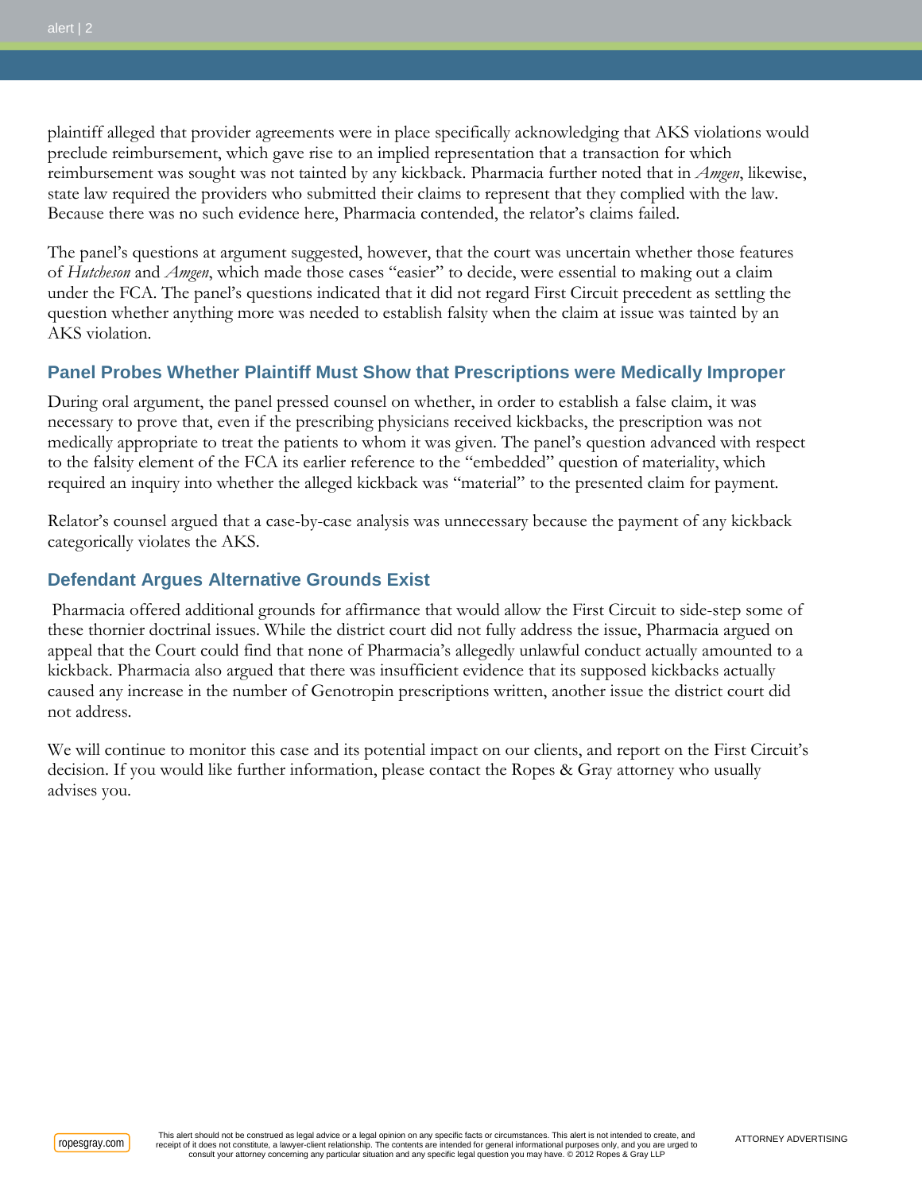plaintiff alleged that provider agreements were in place specifically acknowledging that AKS violations would preclude reimbursement, which gave rise to an implied representation that a transaction for which reimbursement was sought was not tainted by any kickback. Pharmacia further noted that in *Amgen*, likewise, state law required the providers who submitted their claims to represent that they complied with the law. Because there was no such evidence here, Pharmacia contended, the relator's claims failed.

The panel's questions at argument suggested, however, that the court was uncertain whether those features of *Hutcheson* and *Amgen*, which made those cases "easier" to decide, were essential to making out a claim under the FCA. The panel's questions indicated that it did not regard First Circuit precedent as settling the question whether anything more was needed to establish falsity when the claim at issue was tainted by an AKS violation.

## Panel Probes Whether Plaintiff Must Show that Prescriptions were Medically Improper

During oral argument, the panel pressed counsel on whether, in order to establish a false claim, it was necessary to prove that, even if the prescribing physicians received kickbacks, the prescription was not medically appropriate to treat the patients to whom it was given. The panel's question advanced with respect to the falsity element of the FCA its earlier reference to the "embedded" question of materiality, which required an inquiry into whether the alleged kickback was "material" to the presented claim for payment.

Relator's counsel argued that a case-by-case analysis was unnecessary because the payment of any kickback categorically violates the AKS.

## Defendant Argues Alternative Grounds Exist

Pharmacia offered additional grounds for affirmance that would allow the First Circuit to side-step some of these thornier doctrinal issues. While the district court did not fully address the issue, Pharmacia argued on appeal that the Court could find that none of Pharmacia's allegedly unlawful conduct actually amounted to a kickback. Pharmacia also argued that there was insufficient evidence that its supposed kickbacks actually caused any increase in the number of Genotropin prescriptions written, another issue the district court did not address.

We will continue to monitor this case and its potential impact on our clients, and report on the First Circuit's decision. If you would like further information, please contact the Ropes & Gray attorney who usually advises you.

This alert should not be construed as legal advice or a legal opinion on any specific facts or circumstances. This alert is not intended to create, and receipt of it does not constitute, a lawyer-client relationship. The contents are intended for general informational purposes only, and you are urged to consult your attorney concerning any particular situation and any specific legal question you may have. © 2012 Ropes & Gray LLP

ATTORNEY ADVERTISING